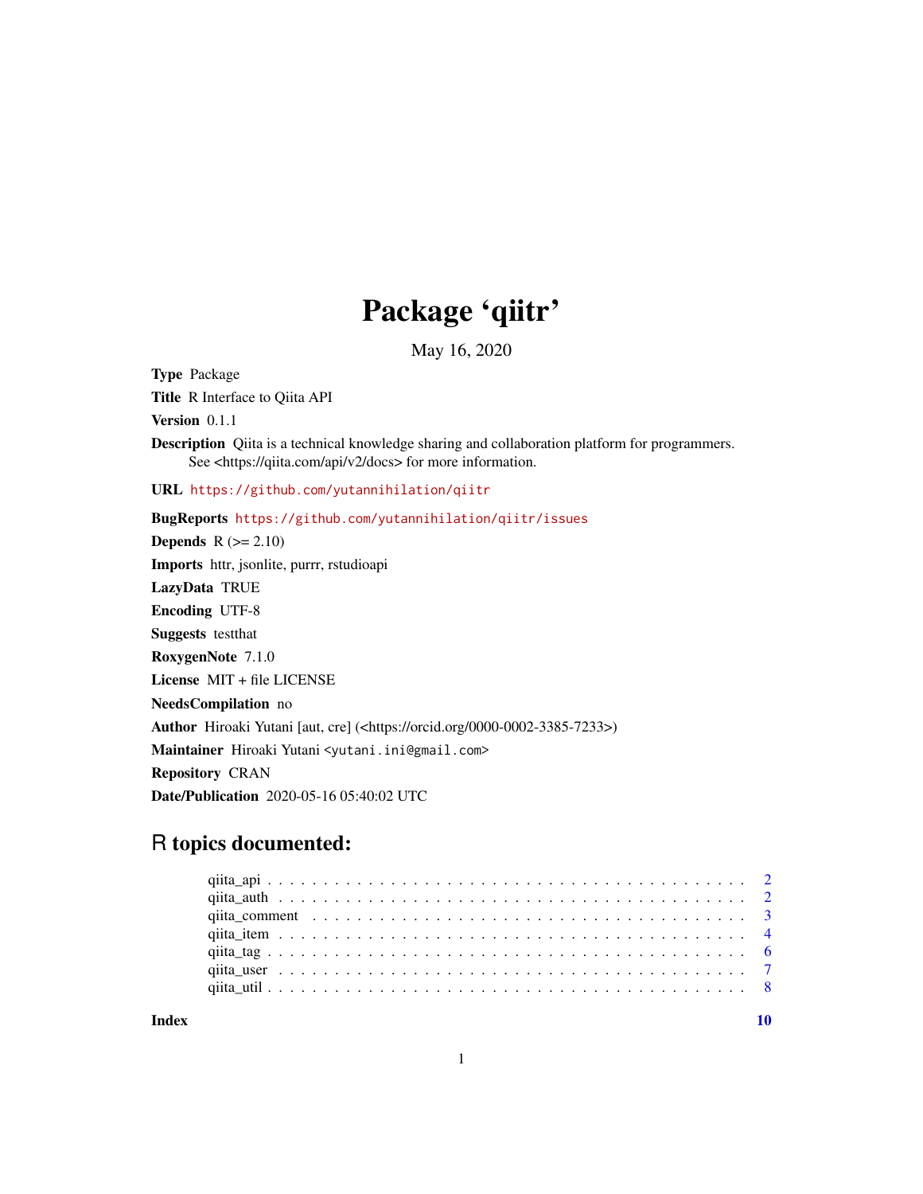# Package 'qiitr'

May 16, 2020

**Type** Package

**Title** R Interface to Qiita API

**Version** 0.1.1

**Description** Qiita is a technical knowledge sharing and collaboration platform for programmers. See <https://qiita.com/api/v2/docs> for more information.

**URL** https://github.com/yutannihilation/qiitr

**BugReports** https://github.com/yutannihilation/qiitr/issues

**Depends** R (>= 2.10)

**Imports** httr, jsonlite, purrr, rstudioapi

**LazyData** TRUE

**Encoding** UTF-8

**Suggests** testthat

**RoxygenNote** 7.1.0

**License** MIT + file LICENSE

**NeedsCompilation** no

**Author** Hiroaki Yutani [aut, cre] (<https://orcid.org/0000-0002-3385-7233>)

**Maintainer** Hiroaki Yutani <yutani.ini@gmail.com>

**Repository** CRAN

**Date/Publication** 2020-05-16 05:40:02 UTC

## R topics documented:

- qiita_api . . . . . . . . . . . . . . . . . . . . . . . . . . . . . . . . . . . . . . . . . . . 2
- qiita_auth . . . . . . . . . . . . . . . . . . . . . . . . . . . . . . . . . . . . . . . . . . 2
- qiita_comment . . . . . . . . . . . . . . . . . . . . . . . . . . . . . . . . . . . . . . . 3
- qiita_item . . . . . . . . . . . . . . . . . . . . . . . . . . . . . . . . . . . . . . . . . . 4
- qiita_tag . . . . . . . . . . . . . . . . . . . . . . . . . . . . . . . . . . . . . . . . . . . 6
- qiita_user . . . . . . . . . . . . . . . . . . . . . . . . . . . . . . . . . . . . . . . . . . 7
- qiita_util . . . . . . . . . . . . . . . . . . . . . . . . . . . . . . . . . . . . . . . . . . . 8

**Index** **10**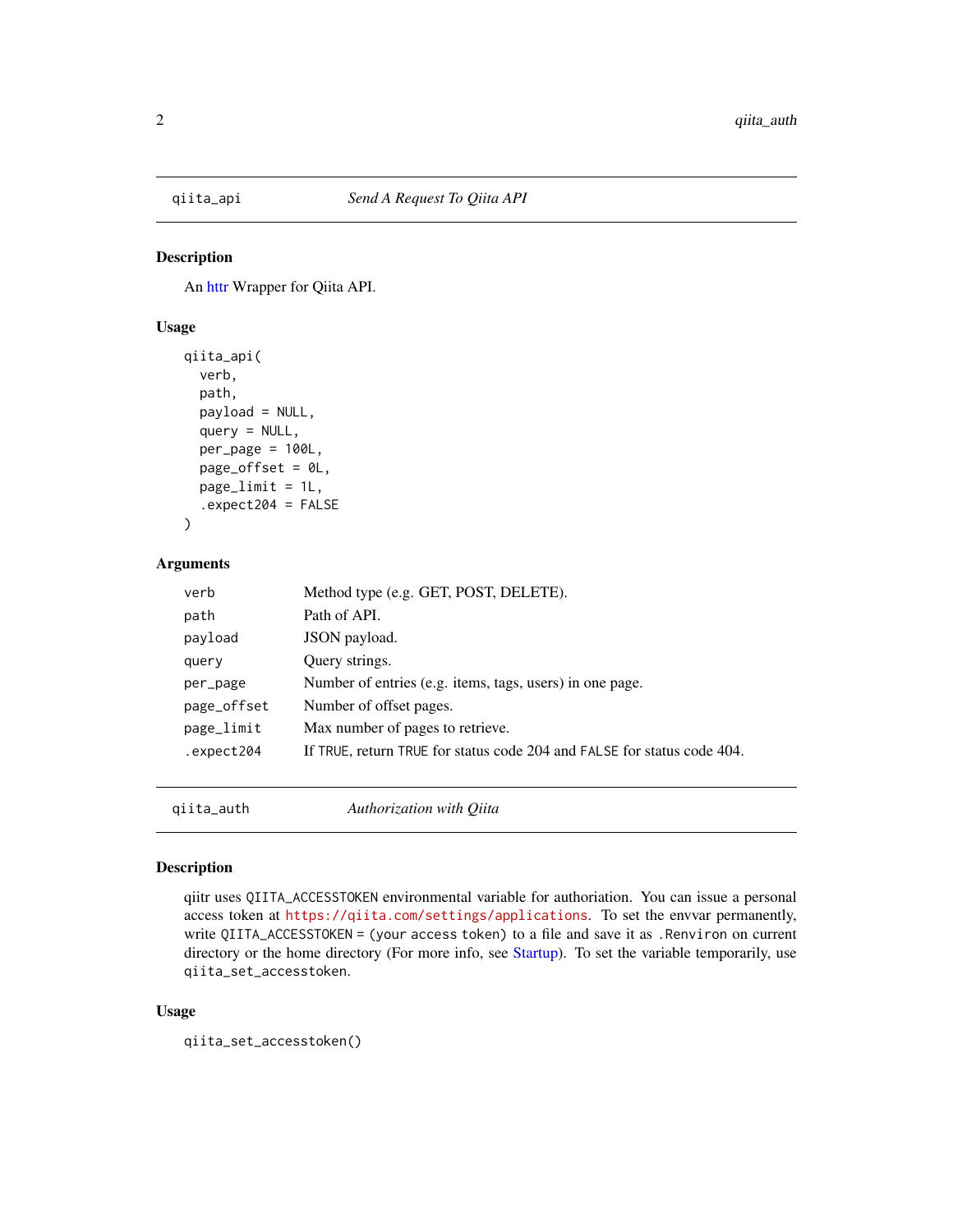## qiita_api — *Send A Request To Qiita API*

### Description

An httr Wrapper for Qiita API.

### Usage

```
qiita_api(
  verb,
  path,
  payload = NULL,
  query = NULL,
  per_page = 100L,
  page_offset = 0L,
  page_limit = 1L,
  .expect204 = FALSE
)
```

### Arguments

| | |
|---|---|
| verb | Method type (e.g. GET, POST, DELETE). |
| path | Path of API. |
| payload | JSON payload. |
| query | Query strings. |
| per_page | Number of entries (e.g. items, tags, users) in one page. |
| page_offset | Number of offset pages. |
| page_limit | Max number of pages to retrieve. |
| .expect204 | If TRUE, return TRUE for status code 204 and FALSE for status code 404. |

## qiita_auth — *Authorization with Qiita*

### Description

qiitr uses QIITA_ACCESSTOKEN environmental variable for authoriation. You can issue a personal access token at https://qiita.com/settings/applications. To set the envvar permanently, write QIITA_ACCESSTOKEN = (your access token) to a file and save it as .Renviron on current directory or the home directory (For more info, see Startup). To set the variable temporarily, use qiita_set_accesstoken.

### Usage

```
qiita_set_accesstoken()
```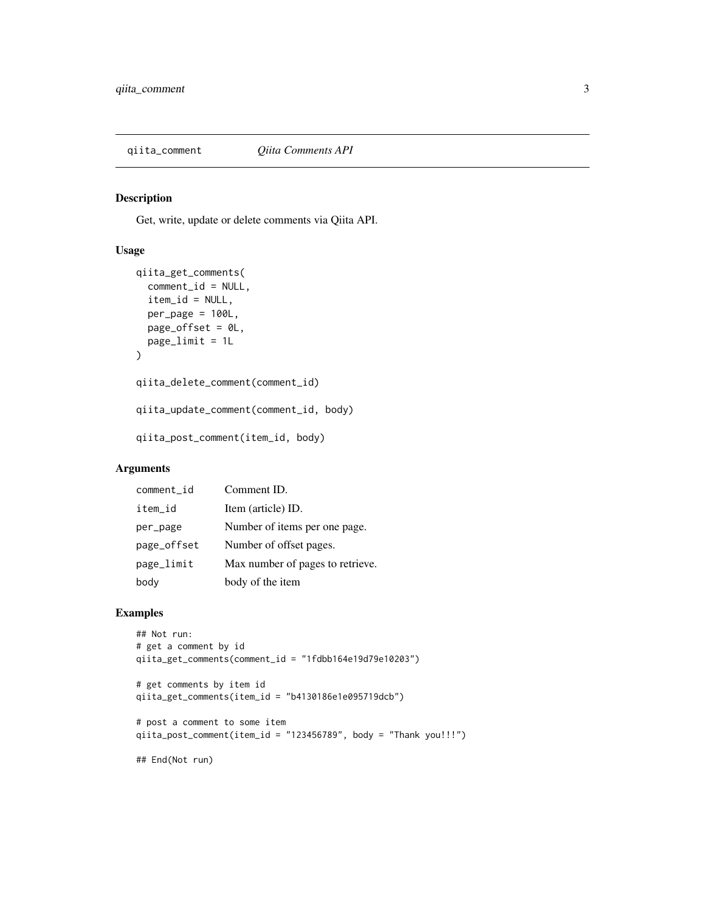## qiita_comment *Qiita Comments API*

### Description

Get, write, update or delete comments via Qiita API.

### Usage

```
qiita_get_comments(
  comment_id = NULL,
  item_id = NULL,
  per_page = 100L,
  page_offset = 0L,
  page_limit = 1L
)

qiita_delete_comment(comment_id)

qiita_update_comment(comment_id, body)

qiita_post_comment(item_id, body)
```

### Arguments

| | |
|---|---|
| `comment_id` | Comment ID. |
| `item_id` | Item (article) ID. |
| `per_page` | Number of items per one page. |
| `page_offset` | Number of offset pages. |
| `page_limit` | Max number of pages to retrieve. |
| `body` | body of the item |

### Examples

```
## Not run:
# get a comment by id
qiita_get_comments(comment_id = "1fdbb164e19d79e10203")

# get comments by item id
qiita_get_comments(item_id = "b4130186e1e095719dcb")

# post a comment to some item
qiita_post_comment(item_id = "123456789", body = "Thank you!!!")

## End(Not run)
```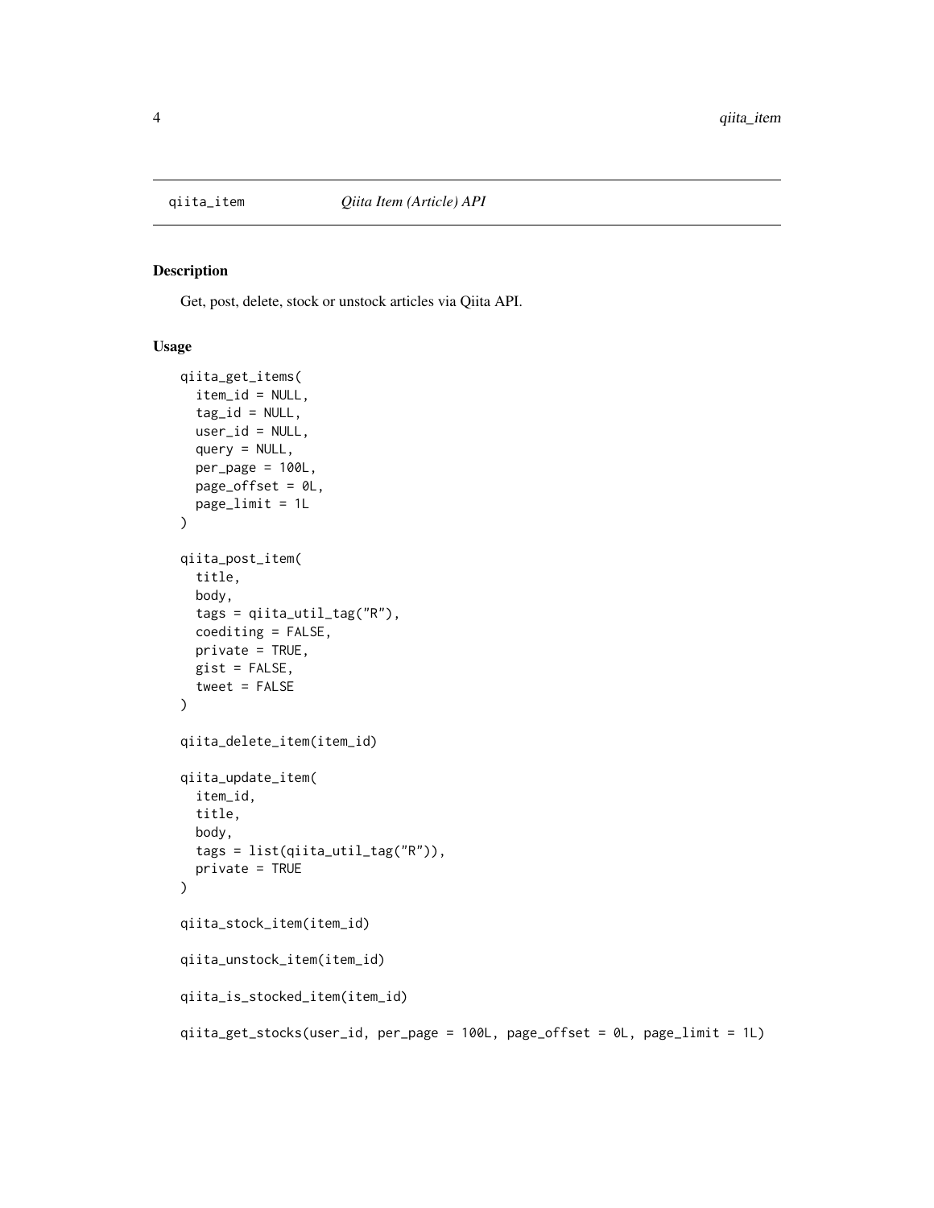qiita_item *Qiita Item (Article) API*

## Description

Get, post, delete, stock or unstock articles via Qiita API.

## Usage

```
qiita_get_items(
  item_id = NULL,
  tag_id = NULL,
  user_id = NULL,
  query = NULL,
  per_page = 100L,
  page_offset = 0L,
  page_limit = 1L
)

qiita_post_item(
  title,
  body,
  tags = qiita_util_tag("R"),
  coediting = FALSE,
  private = TRUE,
  gist = FALSE,
  tweet = FALSE
)

qiita_delete_item(item_id)

qiita_update_item(
  item_id,
  title,
  body,
  tags = list(qiita_util_tag("R")),
  private = TRUE
)

qiita_stock_item(item_id)

qiita_unstock_item(item_id)

qiita_is_stocked_item(item_id)

qiita_get_stocks(user_id, per_page = 100L, page_offset = 0L, page_limit = 1L)
```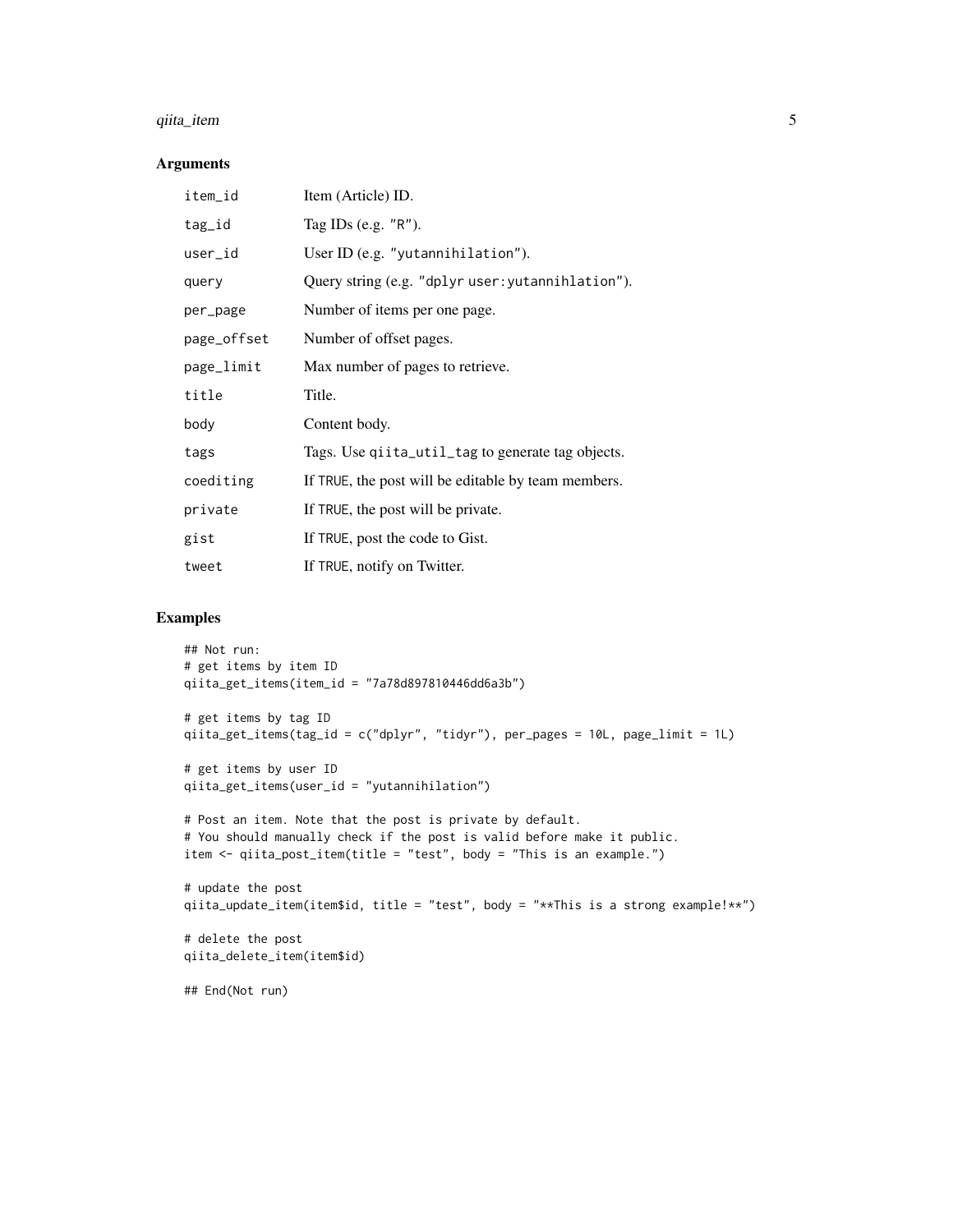## Arguments

| | |
|---|---|
| `item_id` | Item (Article) ID. |
| `tag_id` | Tag IDs (e.g. `"R"`). |
| `user_id` | User ID (e.g. `"yutannihilation"`). |
| `query` | Query string (e.g. `"dplyr user:yutannihlation"`). |
| `per_page` | Number of items per one page. |
| `page_offset` | Number of offset pages. |
| `page_limit` | Max number of pages to retrieve. |
| `title` | Title. |
| `body` | Content body. |
| `tags` | Tags. Use `qiita_util_tag` to generate tag objects. |
| `coediting` | If `TRUE`, the post will be editable by team members. |
| `private` | If `TRUE`, the post will be private. |
| `gist` | If `TRUE`, post the code to Gist. |
| `tweet` | If `TRUE`, notify on Twitter. |

## Examples

```
## Not run:
# get items by item ID
qiita_get_items(item_id = "7a78d897810446dd6a3b")

# get items by tag ID
qiita_get_items(tag_id = c("dplyr", "tidyr"), per_pages = 10L, page_limit = 1L)

# get items by user ID
qiita_get_items(user_id = "yutannihilation")

# Post an item. Note that the post is private by default.
# You should manually check if the post is valid before make it public.
item <- qiita_post_item(title = "test", body = "This is an example.")

# update the post
qiita_update_item(item$id, title = "test", body = "**This is a strong example!**")

# delete the post
qiita_delete_item(item$id)

## End(Not run)
```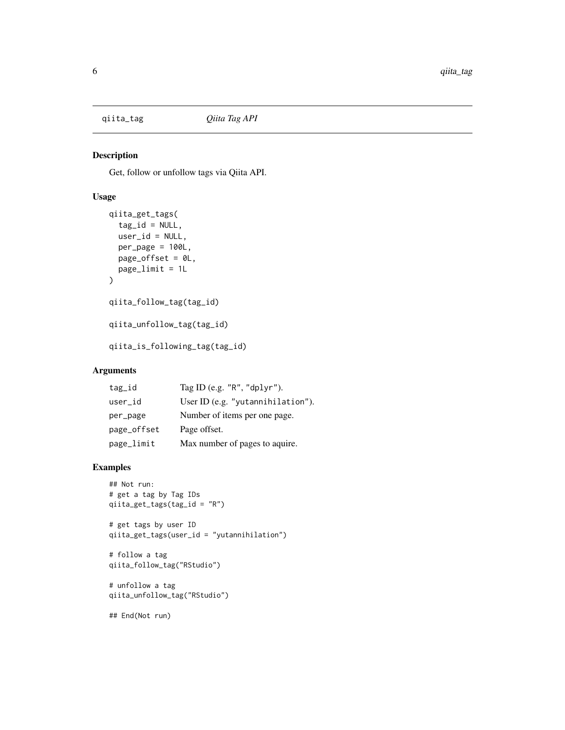## qiita_tag — *Qiita Tag API*

### Description

Get, follow or unfollow tags via Qiita API.

### Usage

```
qiita_get_tags(
  tag_id = NULL,
  user_id = NULL,
  per_page = 100L,
  page_offset = 0L,
  page_limit = 1L
)

qiita_follow_tag(tag_id)

qiita_unfollow_tag(tag_id)

qiita_is_following_tag(tag_id)
```

### Arguments

| | |
|---|---|
| tag_id | Tag ID (e.g. "R", "dplyr"). |
| user_id | User ID (e.g. "yutannihilation"). |
| per_page | Number of items per one page. |
| page_offset | Page offset. |
| page_limit | Max number of pages to aquire. |

### Examples

```
## Not run:
# get a tag by Tag IDs
qiita_get_tags(tag_id = "R")

# get tags by user ID
qiita_get_tags(user_id = "yutannihilation")

# follow a tag
qiita_follow_tag("RStudio")

# unfollow a tag
qiita_unfollow_tag("RStudio")

## End(Not run)
```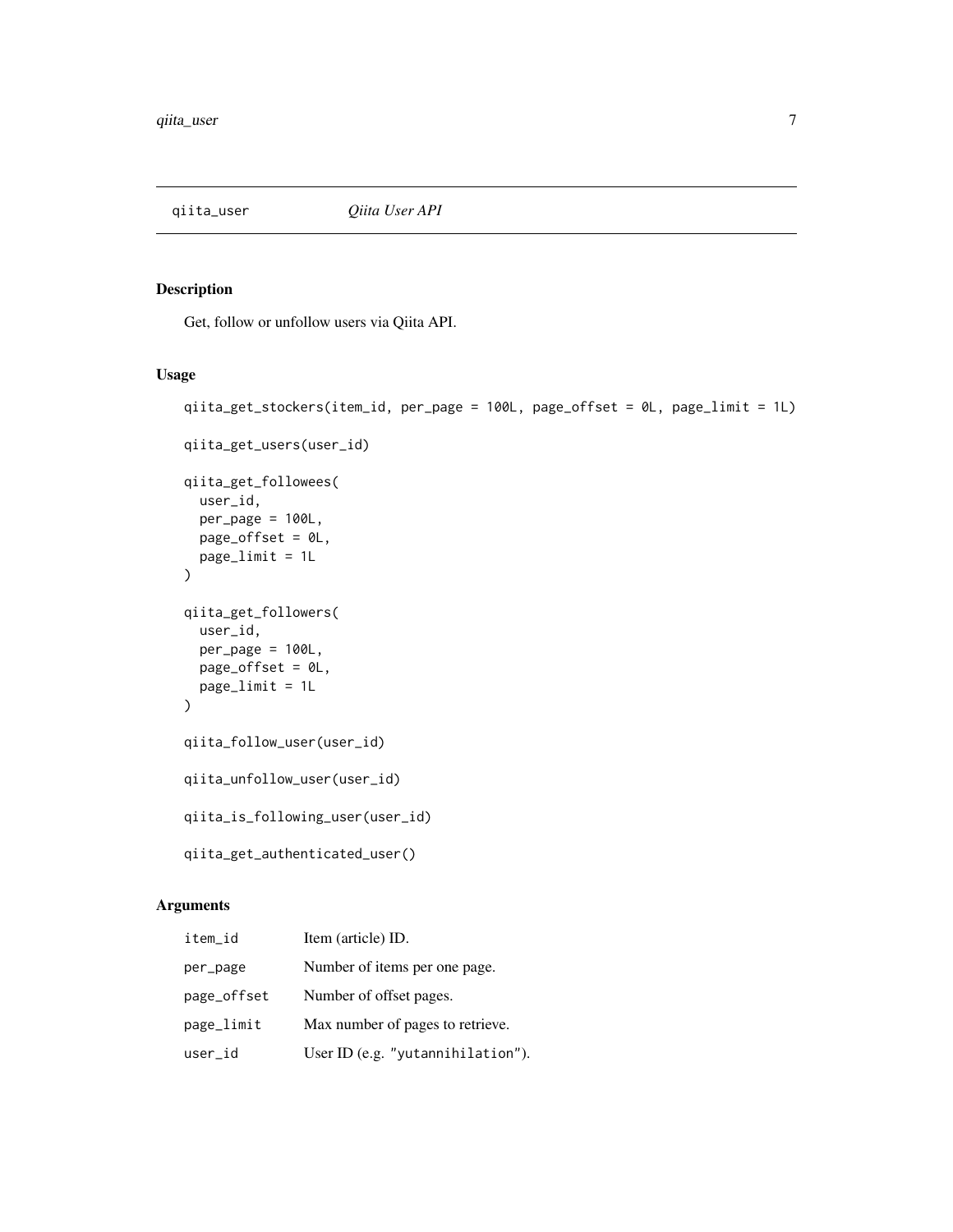## qiita_user *Qiita User API*

### Description

Get, follow or unfollow users via Qiita API.

### Usage

```
qiita_get_stockers(item_id, per_page = 100L, page_offset = 0L, page_limit = 1L)

qiita_get_users(user_id)

qiita_get_followees(
  user_id,
  per_page = 100L,
  page_offset = 0L,
  page_limit = 1L
)

qiita_get_followers(
  user_id,
  per_page = 100L,
  page_offset = 0L,
  page_limit = 1L
)

qiita_follow_user(user_id)

qiita_unfollow_user(user_id)

qiita_is_following_user(user_id)

qiita_get_authenticated_user()
```

### Arguments

| | |
|---|---|
| `item_id` | Item (article) ID. |
| `per_page` | Number of items per one page. |
| `page_offset` | Number of offset pages. |
| `page_limit` | Max number of pages to retrieve. |
| `user_id` | User ID (e.g. `"yutannihilation"`). |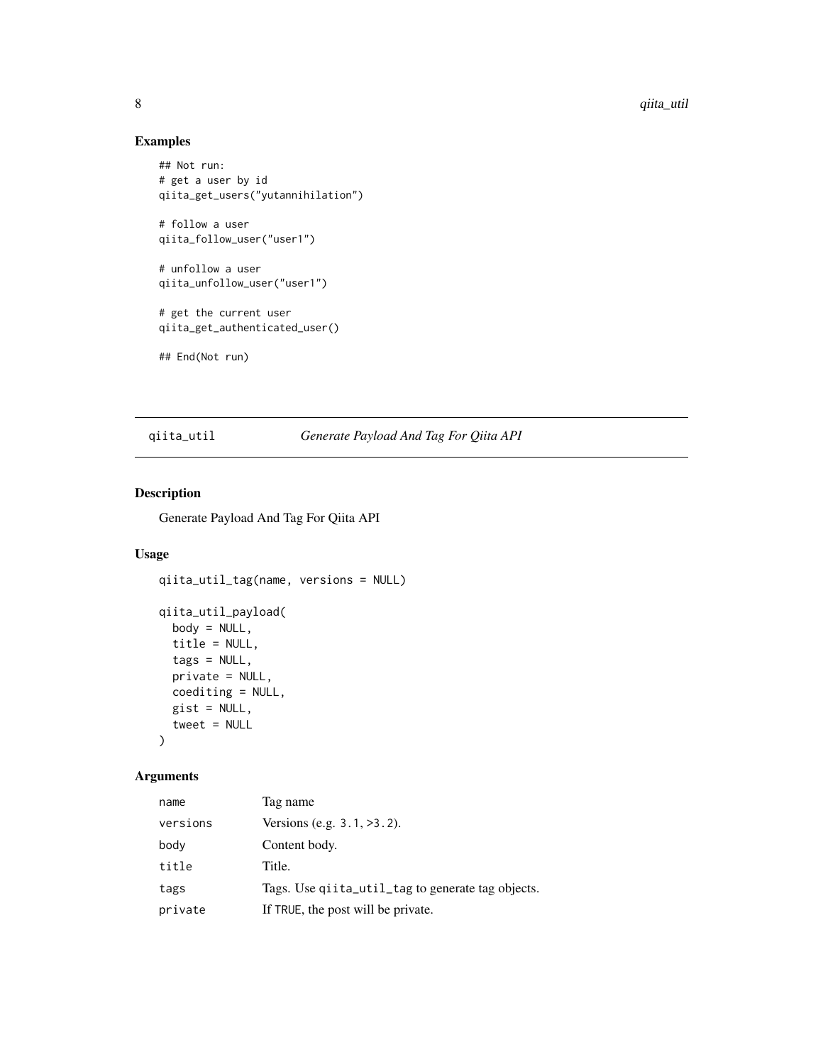## Examples

```
## Not run:
# get a user by id
qiita_get_users("yutannihilation")

# follow a user
qiita_follow_user("user1")

# unfollow a user
qiita_unfollow_user("user1")

# get the current user
qiita_get_authenticated_user()

## End(Not run)
```

---

# qiita_util — *Generate Payload And Tag For Qiita API*

---

## Description

Generate Payload And Tag For Qiita API

## Usage

```
qiita_util_tag(name, versions = NULL)

qiita_util_payload(
  body = NULL,
  title = NULL,
  tags = NULL,
  private = NULL,
  coediting = NULL,
  gist = NULL,
  tweet = NULL
)
```

## Arguments

| | |
|---|---|
| `name` | Tag name |
| `versions` | Versions (e.g. `3.1`, `>3.2`). |
| `body` | Content body. |
| `title` | Title. |
| `tags` | Tags. Use `qiita_util_tag` to generate tag objects. |
| `private` | If `TRUE`, the post will be private. |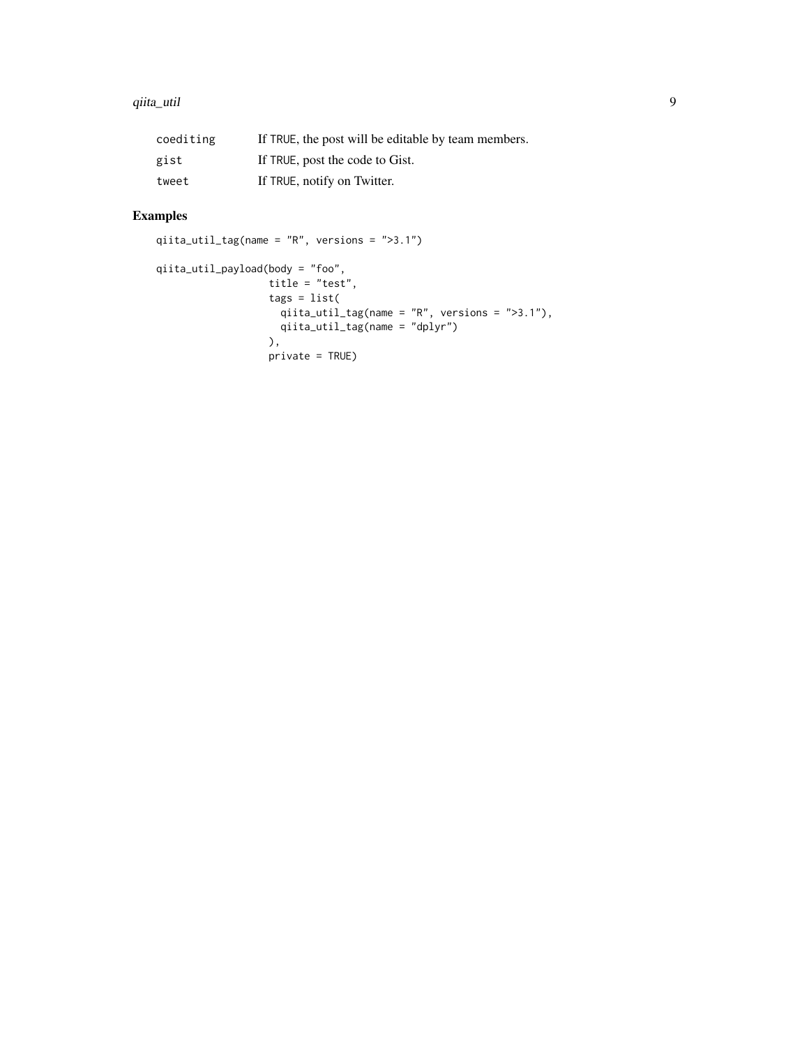| | |
|---|---|
| `coediting` | If `TRUE`, the post will be editable by team members. |
| `gist` | If `TRUE`, post the code to Gist. |
| `tweet` | If `TRUE`, notify on Twitter. |

## Examples

```
qiita_util_tag(name = "R", versions = ">3.1")

qiita_util_payload(body = "foo",
                   title = "test",
                   tags = list(
                     qiita_util_tag(name = "R", versions = ">3.1"),
                     qiita_util_tag(name = "dplyr")
                   ),
                   private = TRUE)
```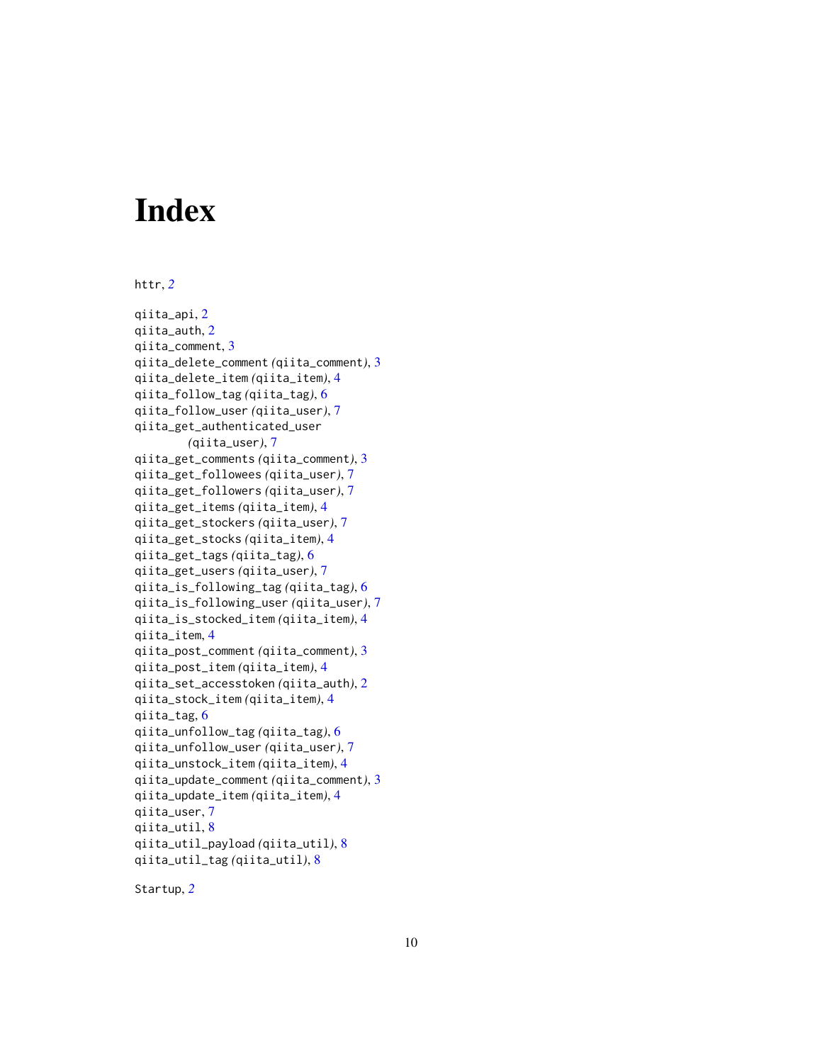# Index

httr, *2*

qiita_api, 2
qiita_auth, 2
qiita_comment, 3
qiita_delete_comment *(*qiita_comment*)*, 3
qiita_delete_item *(*qiita_item*)*, 4
qiita_follow_tag *(*qiita_tag*)*, 6
qiita_follow_user *(*qiita_user*)*, 7
qiita_get_authenticated_user *(*qiita_user*)*, 7
qiita_get_comments *(*qiita_comment*)*, 3
qiita_get_followees *(*qiita_user*)*, 7
qiita_get_followers *(*qiita_user*)*, 7
qiita_get_items *(*qiita_item*)*, 4
qiita_get_stockers *(*qiita_user*)*, 7
qiita_get_stocks *(*qiita_item*)*, 4
qiita_get_tags *(*qiita_tag*)*, 6
qiita_get_users *(*qiita_user*)*, 7
qiita_is_following_tag *(*qiita_tag*)*, 6
qiita_is_following_user *(*qiita_user*)*, 7
qiita_is_stocked_item *(*qiita_item*)*, 4
qiita_item, 4
qiita_post_comment *(*qiita_comment*)*, 3
qiita_post_item *(*qiita_item*)*, 4
qiita_set_accesstoken *(*qiita_auth*)*, 2
qiita_stock_item *(*qiita_item*)*, 4
qiita_tag, 6
qiita_unfollow_tag *(*qiita_tag*)*, 6
qiita_unfollow_user *(*qiita_user*)*, 7
qiita_unstock_item *(*qiita_item*)*, 4
qiita_update_comment *(*qiita_comment*)*, 3
qiita_update_item *(*qiita_item*)*, 4
qiita_user, 7
qiita_util, 8
qiita_util_payload *(*qiita_util*)*, 8
qiita_util_tag *(*qiita_util*)*, 8

Startup, *2*